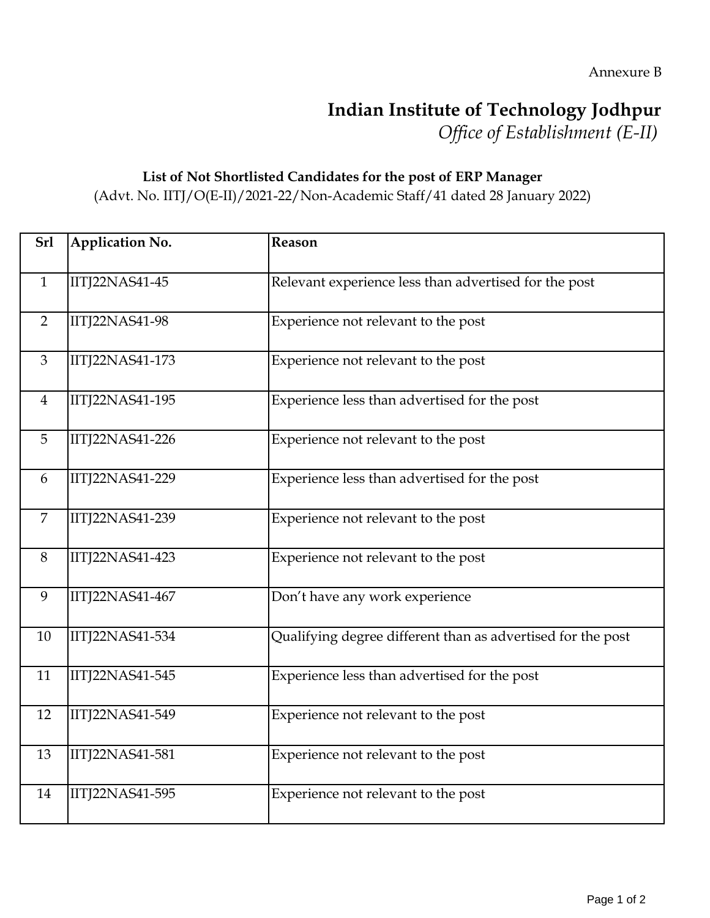Annexure B

# Indian Institute of Technology Jodhpur

*Office of Establishment (E-II)*

**List of Not Shortlisted Candidates for the post of ERP Manager**

(Advt. No. IITJ/O(E-II)/2021-22/Non-Academic Staff/41 dated 28 January 2022)

| Srl | Application No. | Reason |
|---|---|---|
| 1 | IITJ22NAS41-45 | Relevant experience less than advertised for the post |
| 2 | IITJ22NAS41-98 | Experience not relevant to the post |
| 3 | IITJ22NAS41-173 | Experience not relevant to the post |
| 4 | IITJ22NAS41-195 | Experience less than advertised for the post |
| 5 | IITJ22NAS41-226 | Experience not relevant to the post |
| 6 | IITJ22NAS41-229 | Experience less than advertised for the post |
| 7 | IITJ22NAS41-239 | Experience not relevant to the post |
| 8 | IITJ22NAS41-423 | Experience not relevant to the post |
| 9 | IITJ22NAS41-467 | Don't have any work experience |
| 10 | IITJ22NAS41-534 | Qualifying degree different than as advertised for the post |
| 11 | IITJ22NAS41-545 | Experience less than advertised for the post |
| 12 | IITJ22NAS41-549 | Experience not relevant to the post |
| 13 | IITJ22NAS41-581 | Experience not relevant to the post |
| 14 | IITJ22NAS41-595 | Experience not relevant to the post |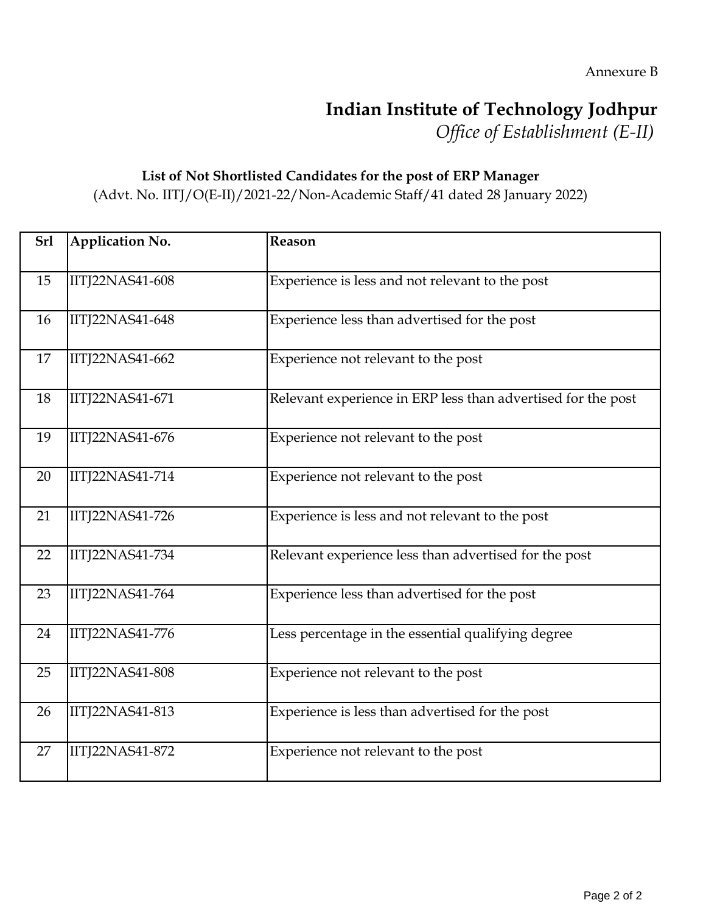Annexure B

# Indian Institute of Technology Jodhpur

*Office of Establishment (E-II)*

**List of Not Shortlisted Candidates for the post of ERP Manager**

(Advt. No. IITJ/O(E-II)/2021-22/Non-Academic Staff/41 dated 28 January 2022)

| Srl | Application No. | Reason |
|---|---|---|
| 15 | IITJ22NAS41-608 | Experience is less and not relevant to the post |
| 16 | IITJ22NAS41-648 | Experience less than advertised for the post |
| 17 | IITJ22NAS41-662 | Experience not relevant to the post |
| 18 | IITJ22NAS41-671 | Relevant experience in ERP less than advertised for the post |
| 19 | IITJ22NAS41-676 | Experience not relevant to the post |
| 20 | IITJ22NAS41-714 | Experience not relevant to the post |
| 21 | IITJ22NAS41-726 | Experience is less and not relevant to the post |
| 22 | IITJ22NAS41-734 | Relevant experience less than advertised for the post |
| 23 | IITJ22NAS41-764 | Experience less than advertised for the post |
| 24 | IITJ22NAS41-776 | Less percentage in the essential qualifying degree |
| 25 | IITJ22NAS41-808 | Experience not relevant to the post |
| 26 | IITJ22NAS41-813 | Experience is less than advertised for the post |
| 27 | IITJ22NAS41-872 | Experience not relevant to the post |